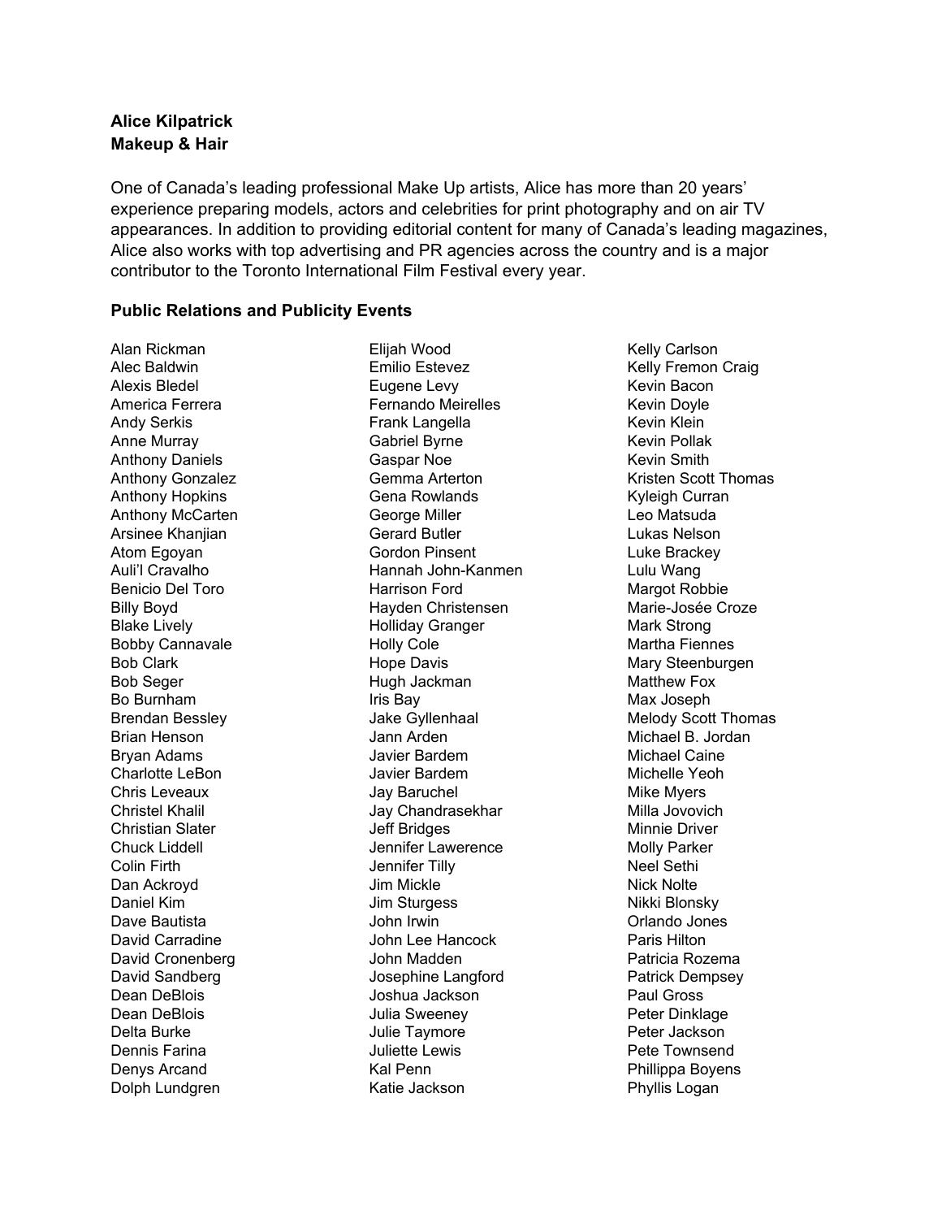**Alice Kilpatrick**
**Makeup & Hair**

One of Canada's leading professional Make Up artists, Alice has more than 20 years' experience preparing models, actors and celebrities for print photography and on air TV appearances. In addition to providing editorial content for many of Canada's leading magazines, Alice also works with top advertising and PR agencies across the country and is a major contributor to the Toronto International Film Festival every year.

**Public Relations and Publicity Events**

Alan Rickman
Alec Baldwin
Alexis Bledel
America Ferrera
Andy Serkis
Anne Murray
Anthony Daniels
Anthony Gonzalez
Anthony Hopkins
Anthony McCarten
Arsinee Khanjian
Atom Egoyan
Auli'l Cravalho
Benicio Del Toro
Billy Boyd
Blake Lively
Bobby Cannavale
Bob Clark
Bob Seger
Bo Burnham
Brendan Bessley
Brian Henson
Bryan Adams
Charlotte LeBon
Chris Leveaux
Christel Khalil
Christian Slater
Chuck Liddell
Colin Firth
Dan Ackroyd
Daniel Kim
Dave Bautista
David Carradine
David Cronenberg
David Sandberg
Dean DeBlois
Dean DeBlois
Delta Burke
Dennis Farina
Denys Arcand
Dolph Lundgren
Elijah Wood
Emilio Estevez
Eugene Levy
Fernando Meirelles
Frank Langella
Gabriel Byrne
Gaspar Noe
Gemma Arterton
Gena Rowlands
George Miller
Gerard Butler
Gordon Pinsent
Hannah John-Kanmen
Harrison Ford
Hayden Christensen
Holliday Granger
Holly Cole
Hope Davis
Hugh Jackman
Iris Bay
Jake Gyllenhaal
Jann Arden
Javier Bardem
Javier Bardem
Jay Baruchel
Jay Chandrasekhar
Jeff Bridges
Jennifer Lawerence
Jennifer Tilly
Jim Mickle
Jim Sturgess
John Irwin
John Lee Hancock
John Madden
Josephine Langford
Joshua Jackson
Julia Sweeney
Julie Taymore
Juliette Lewis
Kal Penn
Katie Jackson
Kelly Carlson
Kelly Fremon Craig
Kevin Bacon
Kevin Doyle
Kevin Klein
Kevin Pollak
Kevin Smith
Kristen Scott Thomas
Kyleigh Curran
Leo Matsuda
Lukas Nelson
Luke Brackey
Lulu Wang
Margot Robbie
Marie-Josée Croze
Mark Strong
Martha Fiennes
Mary Steenburgen
Matthew Fox
Max Joseph
Melody Scott Thomas
Michael B. Jordan
Michael Caine
Michelle Yeoh
Mike Myers
Milla Jovovich
Minnie Driver
Molly Parker
Neel Sethi
Nick Nolte
Nikki Blonsky
Orlando Jones
Paris Hilton
Patricia Rozema
Patrick Dempsey
Paul Gross
Peter Dinklage
Peter Jackson
Pete Townsend
Phillippa Boyens
Phyllis Logan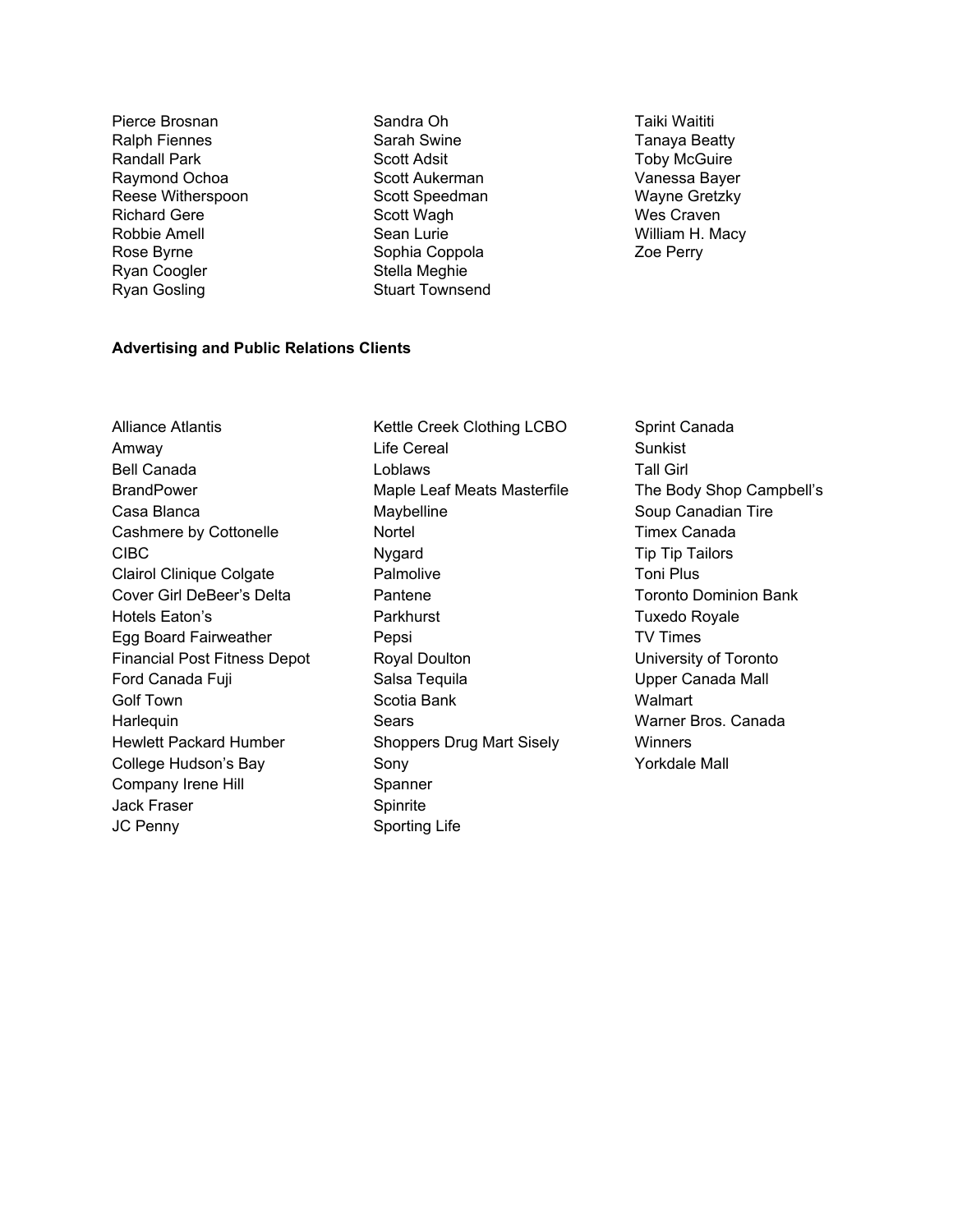Pierce Brosnan
Ralph Fiennes
Randall Park
Raymond Ochoa
Reese Witherspoon
Richard Gere
Robbie Amell
Rose Byrne
Ryan Coogler
Ryan Gosling
Sandra Oh
Sarah Swine
Scott Adsit
Scott Aukerman
Scott Speedman
Scott Wagh
Sean Lurie
Sophia Coppola
Stella Meghie
Stuart Townsend
Taiki Waititi
Tanaya Beatty
Toby McGuire
Vanessa Bayer
Wayne Gretzky
Wes Craven
William H. Macy
Zoe Perry

**Advertising and Public Relations Clients**

Alliance Atlantis
Amway
Bell Canada
BrandPower
Casa Blanca
Cashmere by Cottonelle
CIBC
Clairol Clinique Colgate
Cover Girl DeBeer's Delta
Hotels Eaton's
Egg Board Fairweather
Financial Post Fitness Depot
Ford Canada Fuji
Golf Town
Harlequin
Hewlett Packard Humber
College Hudson's Bay
Company Irene Hill
Jack Fraser
JC Penny
Kettle Creek Clothing LCBO
Life Cereal
Loblaws
Maple Leaf Meats Masterfile
Maybelline
Nortel
Nygard
Palmolive
Pantene
Parkhurst
Pepsi
Royal Doulton
Salsa Tequila
Scotia Bank
Sears
Shoppers Drug Mart Sisely
Sony
Spanner
Spinrite
Sporting Life
Sprint Canada
Sunkist
Tall Girl
The Body Shop Campbell's
Soup Canadian Tire
Timex Canada
Tip Tip Tailors
Toni Plus
Toronto Dominion Bank
Tuxedo Royale
TV Times
University of Toronto
Upper Canada Mall
Walmart
Warner Bros. Canada
Winners
Yorkdale Mall